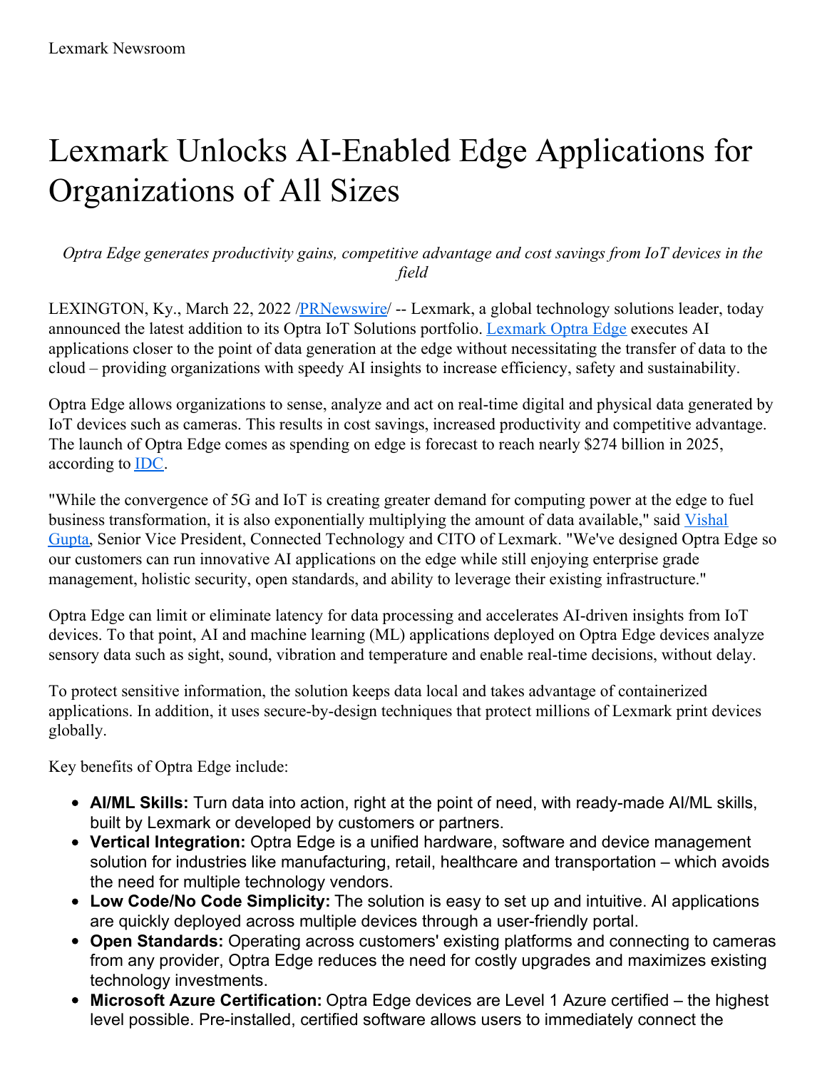Lexmark Newsroom

# Lexmark Unlocks AI-Enabled Edge Applications for Organizations of All Sizes

*Optra Edge generates productivity gains, competitive advantage and cost savings from IoT devices in the field*

LEXINGTON, Ky., March 22, 2022 /PRNewswire/ -- Lexmark, a global technology solutions leader, today announced the latest addition to its Optra IoT Solutions portfolio. Lexmark Optra Edge executes AI applications closer to the point of data generation at the edge without necessitating the transfer of data to the cloud – providing organizations with speedy AI insights to increase efficiency, safety and sustainability.

Optra Edge allows organizations to sense, analyze and act on real-time digital and physical data generated by IoT devices such as cameras. This results in cost savings, increased productivity and competitive advantage. The launch of Optra Edge comes as spending on edge is forecast to reach nearly $274 billion in 2025, according to IDC.

"While the convergence of 5G and IoT is creating greater demand for computing power at the edge to fuel business transformation, it is also exponentially multiplying the amount of data available," said Vishal Gupta, Senior Vice President, Connected Technology and CITO of Lexmark. "We've designed Optra Edge so our customers can run innovative AI applications on the edge while still enjoying enterprise grade management, holistic security, open standards, and ability to leverage their existing infrastructure."

Optra Edge can limit or eliminate latency for data processing and accelerates AI-driven insights from IoT devices. To that point, AI and machine learning (ML) applications deployed on Optra Edge devices analyze sensory data such as sight, sound, vibration and temperature and enable real-time decisions, without delay.

To protect sensitive information, the solution keeps data local and takes advantage of containerized applications. In addition, it uses secure-by-design techniques that protect millions of Lexmark print devices globally.

Key benefits of Optra Edge include:

- **AI/ML Skills:** Turn data into action, right at the point of need, with ready-made AI/ML skills, built by Lexmark or developed by customers or partners.
- **Vertical Integration:** Optra Edge is a unified hardware, software and device management solution for industries like manufacturing, retail, healthcare and transportation – which avoids the need for multiple technology vendors.
- **Low Code/No Code Simplicity:** The solution is easy to set up and intuitive. AI applications are quickly deployed across multiple devices through a user-friendly portal.
- **Open Standards:** Operating across customers' existing platforms and connecting to cameras from any provider, Optra Edge reduces the need for costly upgrades and maximizes existing technology investments.
- **Microsoft Azure Certification:** Optra Edge devices are Level 1 Azure certified – the highest level possible. Pre-installed, certified software allows users to immediately connect the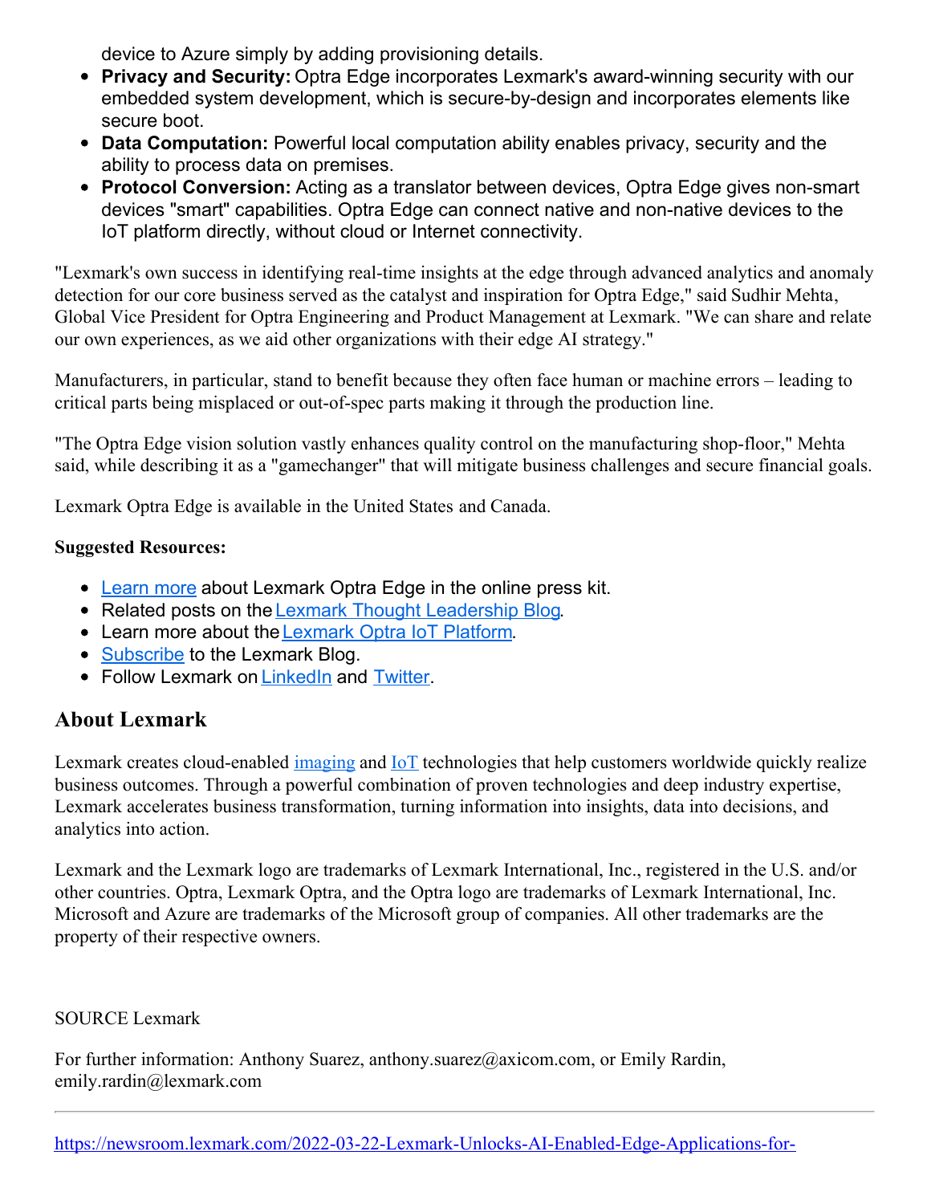device to Azure simply by adding provisioning details.

- **Privacy and Security:** Optra Edge incorporates Lexmark's award-winning security with our embedded system development, which is secure-by-design and incorporates elements like secure boot.
- **Data Computation:** Powerful local computation ability enables privacy, security and the ability to process data on premises.
- **Protocol Conversion:** Acting as a translator between devices, Optra Edge gives non-smart devices "smart" capabilities. Optra Edge can connect native and non-native devices to the IoT platform directly, without cloud or Internet connectivity.

"Lexmark's own success in identifying real-time insights at the edge through advanced analytics and anomaly detection for our core business served as the catalyst and inspiration for Optra Edge," said Sudhir Mehta, Global Vice President for Optra Engineering and Product Management at Lexmark. "We can share and relate our own experiences, as we aid other organizations with their edge AI strategy."

Manufacturers, in particular, stand to benefit because they often face human or machine errors – leading to critical parts being misplaced or out-of-spec parts making it through the production line.

"The Optra Edge vision solution vastly enhances quality control on the manufacturing shop-floor," Mehta said, while describing it as a "gamechanger" that will mitigate business challenges and secure financial goals.

Lexmark Optra Edge is available in the United States and Canada.

**Suggested Resources:**

- Learn more about Lexmark Optra Edge in the online press kit.
- Related posts on the Lexmark Thought Leadership Blog.
- Learn more about the Lexmark Optra IoT Platform.
- Subscribe to the Lexmark Blog.
- Follow Lexmark on LinkedIn and Twitter.

## About Lexmark

Lexmark creates cloud-enabled imaging and IoT technologies that help customers worldwide quickly realize business outcomes. Through a powerful combination of proven technologies and deep industry expertise, Lexmark accelerates business transformation, turning information into insights, data into decisions, and analytics into action.

Lexmark and the Lexmark logo are trademarks of Lexmark International, Inc., registered in the U.S. and/or other countries. Optra, Lexmark Optra, and the Optra logo are trademarks of Lexmark International, Inc. Microsoft and Azure are trademarks of the Microsoft group of companies. All other trademarks are the property of their respective owners.

SOURCE Lexmark

For further information: Anthony Suarez, anthony.suarez@axicom.com, or Emily Rardin, emily.rardin@lexmark.com

https://newsroom.lexmark.com/2022-03-22-Lexmark-Unlocks-AI-Enabled-Edge-Applications-for-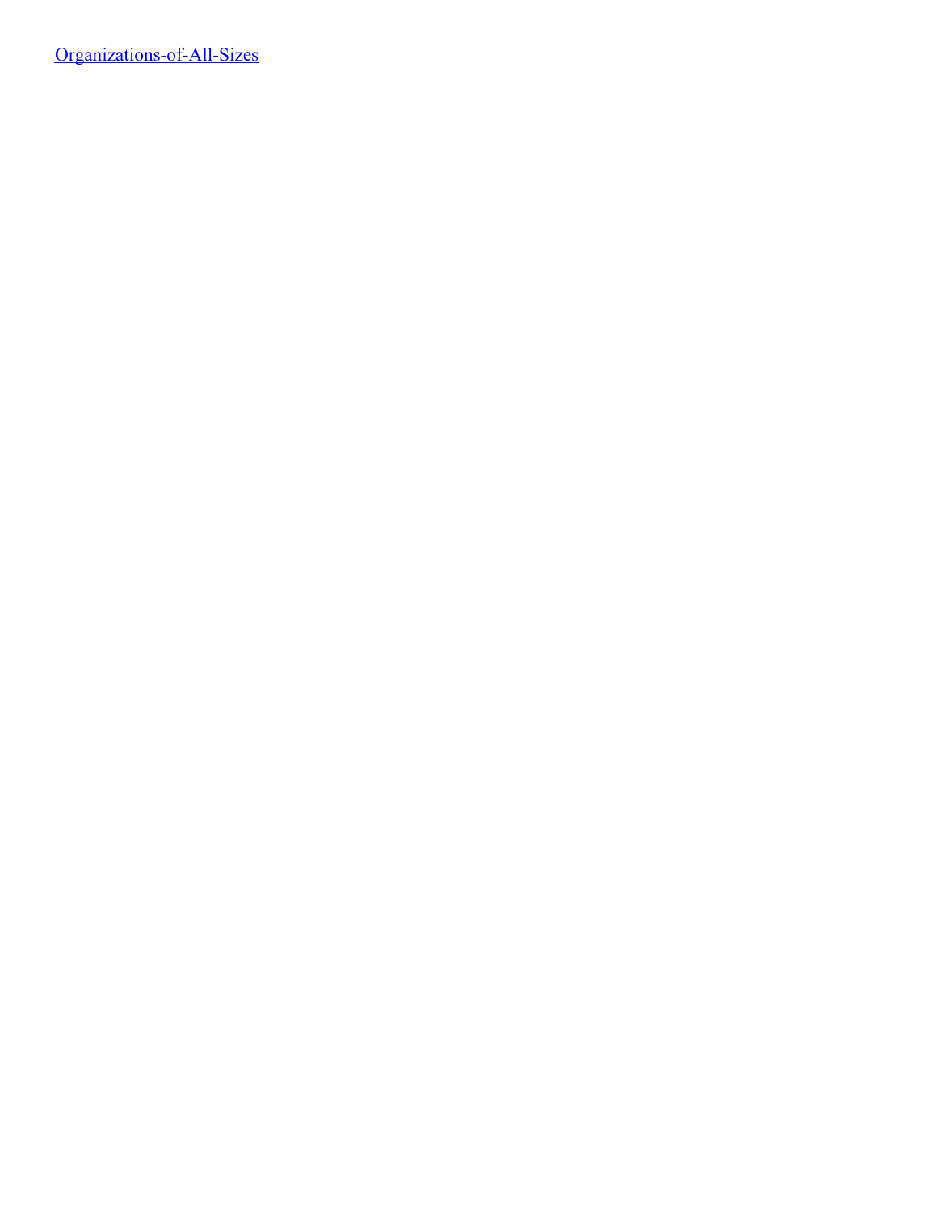[Organizations-of-All-Sizes]